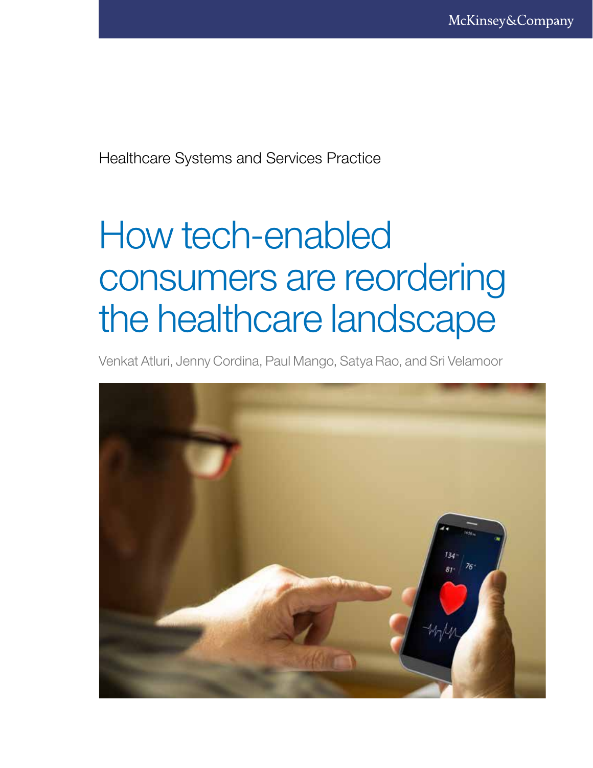McKinsey&Company

Healthcare Systems and Services Practice

# How tech-enabled consumers are reordering the healthcare landscape

Venkat Atluri, Jenny Cordina, Paul Mango, Satya Rao, and Sri Velamoor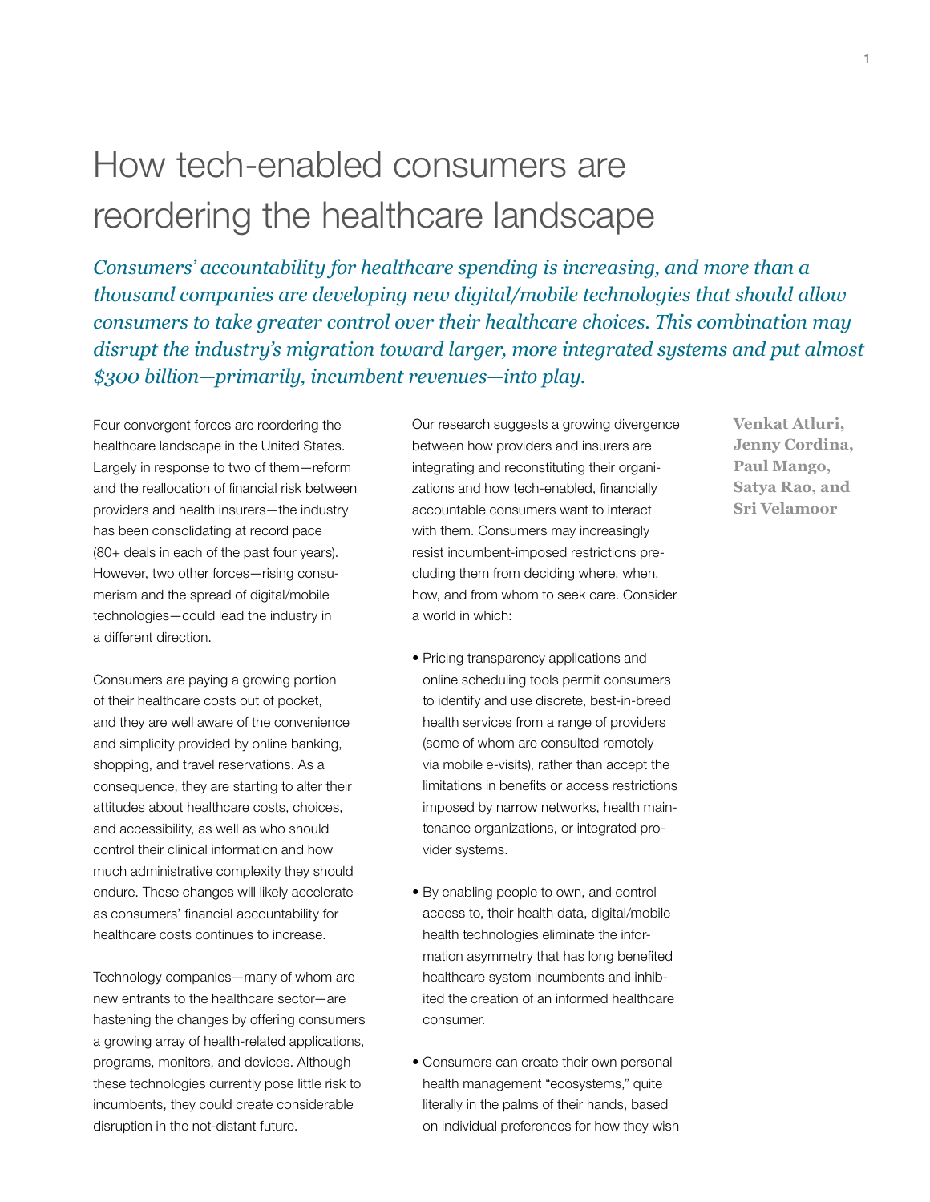# How tech-enabled consumers are reordering the healthcare landscape

*Consumers' accountability for healthcare spending is increasing, and more than a thousand companies are developing new digital/mobile technologies that should allow consumers to take greater control over their healthcare choices. This combination may disrupt the industry's migration toward larger, more integrated systems and put almost $300 billion—primarily, incumbent revenues—into play.*

**Venkat Atluri, Jenny Cordina, Paul Mango, Satya Rao, and Sri Velamoor**

Four convergent forces are reordering the healthcare landscape in the United States. Largely in response to two of them—reform and the reallocation of financial risk between providers and health insurers—the industry has been consolidating at record pace (80+ deals in each of the past four years). However, two other forces—rising consumerism and the spread of digital/mobile technologies—could lead the industry in a different direction.

Consumers are paying a growing portion of their healthcare costs out of pocket, and they are well aware of the convenience and simplicity provided by online banking, shopping, and travel reservations. As a consequence, they are starting to alter their attitudes about healthcare costs, choices, and accessibility, as well as who should control their clinical information and how much administrative complexity they should endure. These changes will likely accelerate as consumers' financial accountability for healthcare costs continues to increase.

Technology companies—many of whom are new entrants to the healthcare sector—are hastening the changes by offering consumers a growing array of health-related applications, programs, monitors, and devices. Although these technologies currently pose little risk to incumbents, they could create considerable disruption in the not-distant future.

Our research suggests a growing divergence between how providers and insurers are integrating and reconstituting their organizations and how tech-enabled, financially accountable consumers want to interact with them. Consumers may increasingly resist incumbent-imposed restrictions precluding them from deciding where, when, how, and from whom to seek care. Consider a world in which:

- Pricing transparency applications and online scheduling tools permit consumers to identify and use discrete, best-in-breed health services from a range of providers (some of whom are consulted remotely via mobile e-visits), rather than accept the limitations in benefits or access restrictions imposed by narrow networks, health maintenance organizations, or integrated provider systems.
- By enabling people to own, and control access to, their health data, digital/mobile health technologies eliminate the information asymmetry that has long benefited healthcare system incumbents and inhibited the creation of an informed healthcare consumer.
- Consumers can create their own personal health management "ecosystems," quite literally in the palms of their hands, based on individual preferences for how they wish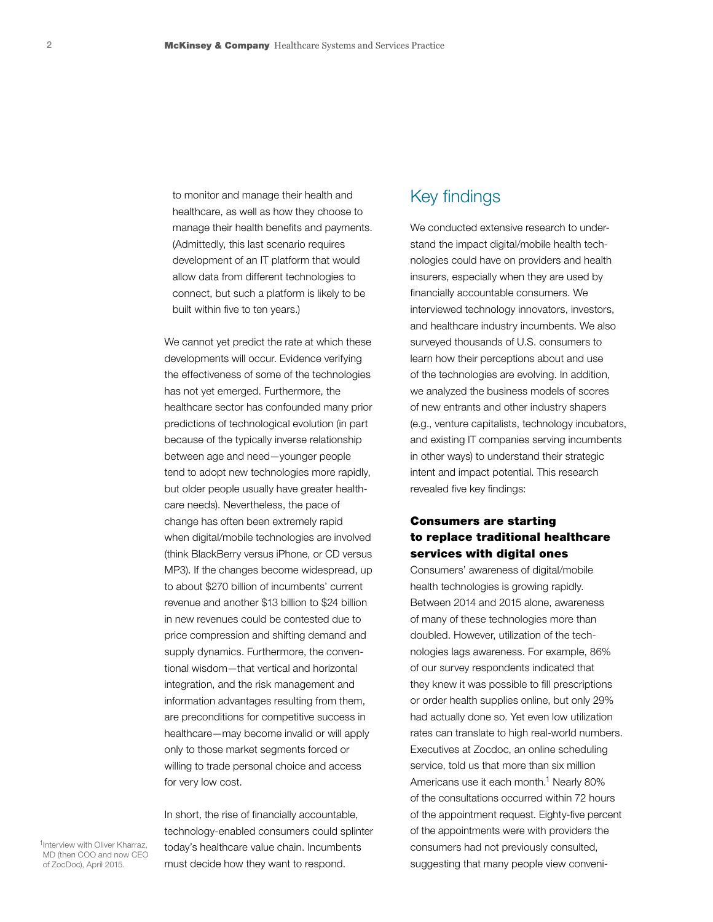to monitor and manage their health and healthcare, as well as how they choose to manage their health benefits and payments. (Admittedly, this last scenario requires development of an IT platform that would allow data from different technologies to connect, but such a platform is likely to be built within five to ten years.)

We cannot yet predict the rate at which these developments will occur. Evidence verifying the effectiveness of some of the technologies has not yet emerged. Furthermore, the healthcare sector has confounded many prior predictions of technological evolution (in part because of the typically inverse relationship between age and need—younger people tend to adopt new technologies more rapidly, but older people usually have greater healthcare needs). Nevertheless, the pace of change has often been extremely rapid when digital/mobile technologies are involved (think BlackBerry versus iPhone, or CD versus MP3). If the changes become widespread, up to about $270 billion of incumbents' current revenue and another $13 billion to $24 billion in new revenues could be contested due to price compression and shifting demand and supply dynamics. Furthermore, the conventional wisdom—that vertical and horizontal integration, and the risk management and information advantages resulting from them, are preconditions for competitive success in healthcare—may become invalid or will apply only to those market segments forced or willing to trade personal choice and access for very low cost.

In short, the rise of financially accountable, technology-enabled consumers could splinter today's healthcare value chain. Incumbents must decide how they want to respond.

## Key findings

We conducted extensive research to understand the impact digital/mobile health technologies could have on providers and health insurers, especially when they are used by financially accountable consumers. We interviewed technology innovators, investors, and healthcare industry incumbents. We also surveyed thousands of U.S. consumers to learn how their perceptions about and use of the technologies are evolving. In addition, we analyzed the business models of scores of new entrants and other industry shapers (e.g., venture capitalists, technology incubators, and existing IT companies serving incumbents in other ways) to understand their strategic intent and impact potential. This research revealed five key findings:

### Consumers are starting to replace traditional healthcare services with digital ones

Consumers' awareness of digital/mobile health technologies is growing rapidly. Between 2014 and 2015 alone, awareness of many of these technologies more than doubled. However, utilization of the technologies lags awareness. For example, 86% of our survey respondents indicated that they knew it was possible to fill prescriptions or order health supplies online, but only 29% had actually done so. Yet even low utilization rates can translate to high real-world numbers. Executives at Zocdoc, an online scheduling service, told us that more than six million Americans use it each month.[1] Nearly 80% of the consultations occurred within 72 hours of the appointment request. Eighty-five percent of the appointments were with providers the consumers had not previously consulted, suggesting that many people view conveni-

[1] Interview with Oliver Kharraz, MD (then COO and now CEO of ZocDoc), April 2015.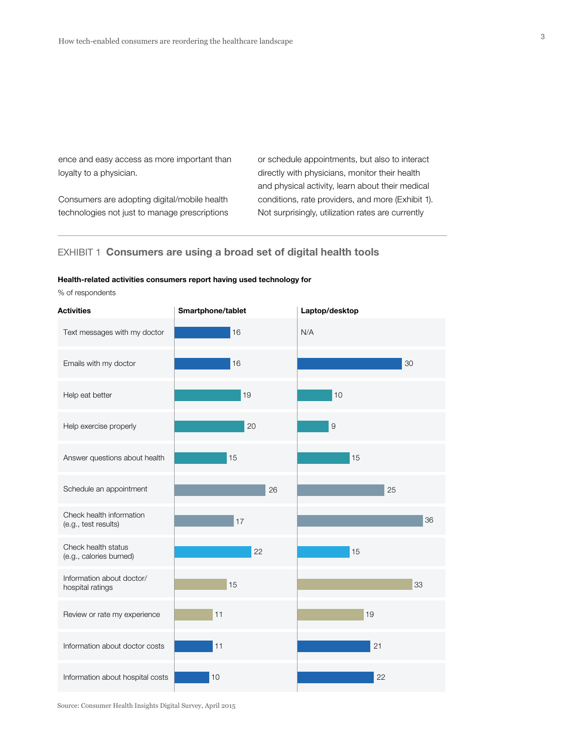ence and easy access as more important than loyalty to a physician.

Consumers are adopting digital/mobile health technologies not just to manage prescriptions or schedule appointments, but also to interact directly with physicians, monitor their health and physical activity, learn about their medical conditions, rate providers, and more (Exhibit 1). Not surprisingly, utilization rates are currently

EXHIBIT 1 **Consumers are using a broad set of digital health tools**

**Health-related activities consumers report having used technology for**

% of respondents

| Activities | Smartphone/tablet | Laptop/desktop |
|---|---|---|
| Text messages with my doctor | 16 | N/A |
| Emails with my doctor | 16 | 30 |
| Help eat better | 19 | 10 |
| Help exercise properly | 20 | 9 |
| Answer questions about health | 15 | 15 |
| Schedule an appointment | 26 | 25 |
| Check health information (e.g., test results) | 17 | 36 |
| Check health status (e.g., calories burned) | 22 | 15 |
| Information about doctor/ hospital ratings | 15 | 33 |
| Review or rate my experience | 11 | 19 |
| Information about doctor costs | 11 | 21 |
| Information about hospital costs | 10 | 22 |

Source: Consumer Health Insights Digital Survey, April 2015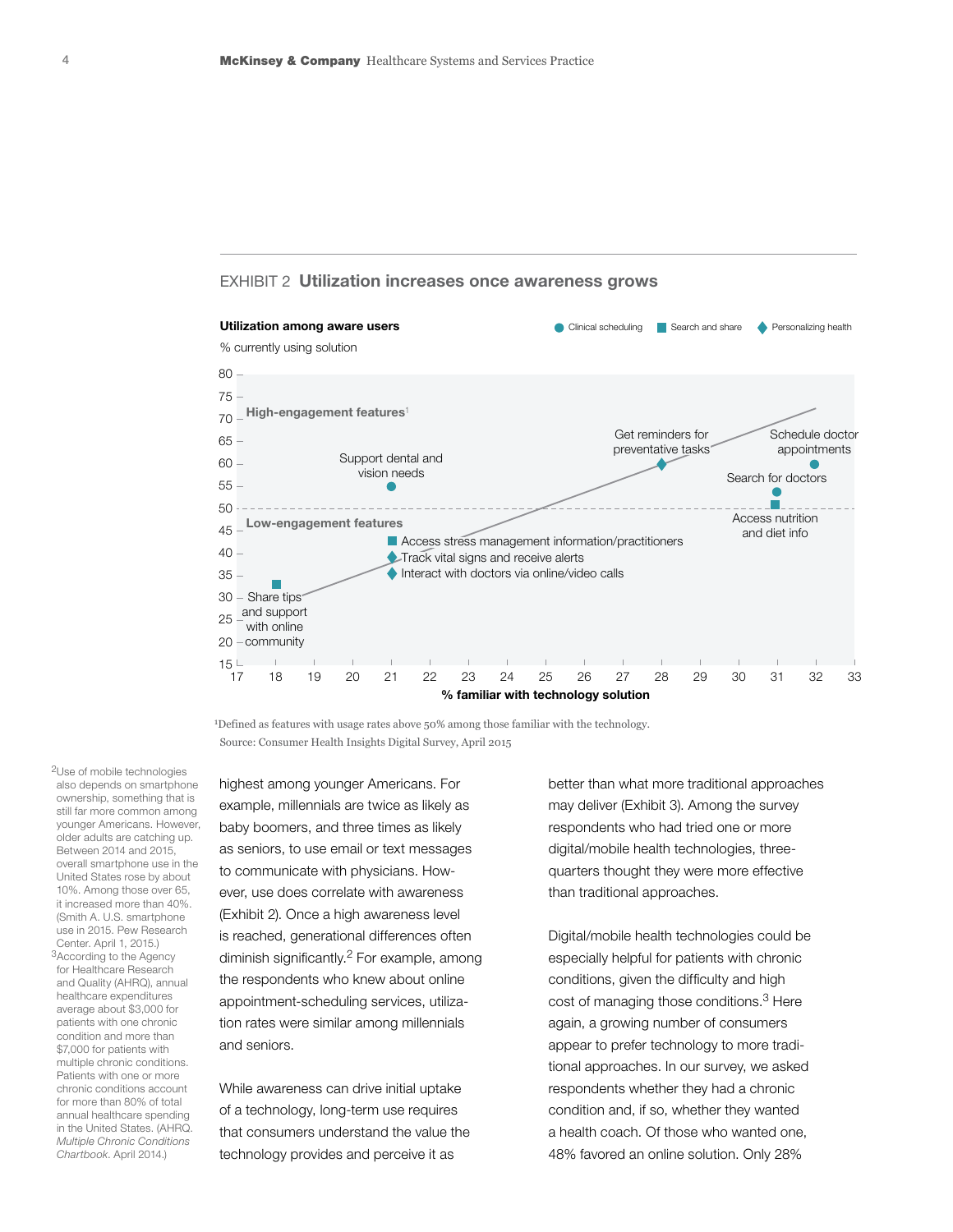EXHIBIT 2 **Utilization increases once awareness grows**

**Utilization among aware users**

% currently using solution

Legend: Clinical scheduling; Search and share; Personalizing health

**High-engagement features**[1]

**Low-engagement features**

| Feature | Category | % familiar with technology solution | % currently using solution |
|---|---|---|---|
| Share tips and support with online community | Search and share | 18 | 33 |
| Support dental and vision needs | Clinical scheduling | 21 | 55 |
| Access stress management information/practitioners | Search and share | 21 | 43 |
| Track vital signs and receive alerts | Personalizing health | 21 | 39 |
| Interact with doctors via online/video calls | Personalizing health | 21 | 35 |
| Get reminders for preventative tasks | Personalizing health | 28 | 60 |
| Search for doctors | Clinical scheduling | 31 | 54 |
| Access nutrition and diet info | Search and share | 31 | 51 |
| Schedule doctor appointments | Clinical scheduling | 32 | 60 |

**% familiar with technology solution**

[1]Defined as features with usage rates above 50% among those familiar with the technology.

Source: Consumer Health Insights Digital Survey, April 2015

highest among younger Americans. For example, millennials are twice as likely as baby boomers, and three times as likely as seniors, to use email or text messages to communicate with physicians. However, use does correlate with awareness (Exhibit 2). Once a high awareness level is reached, generational differences often diminish significantly.[2] For example, among the respondents who knew about online appointment-scheduling services, utilization rates were similar among millennials and seniors.

While awareness can drive initial uptake of a technology, long-term use requires that consumers understand the value the technology provides and perceive it as better than what more traditional approaches may deliver (Exhibit 3). Among the survey respondents who had tried one or more digital/mobile health technologies, three-quarters thought they were more effective than traditional approaches.

Digital/mobile health technologies could be especially helpful for patients with chronic conditions, given the difficulty and high cost of managing those conditions.[3] Here again, a growing number of consumers appear to prefer technology to more traditional approaches. In our survey, we asked respondents whether they had a chronic condition and, if so, whether they wanted a health coach. Of those who wanted one, 48% favored an online solution. Only 28%

[2]Use of mobile technologies also depends on smartphone ownership, something that is still far more common among younger Americans. However, older adults are catching up. Between 2014 and 2015, overall smartphone use in the United States rose by about 10%. Among those over 65, it increased more than 40%. (Smith A. U.S. smartphone use in 2015. Pew Research Center. April 1, 2015.)

[3]According to the Agency for Healthcare Research and Quality (AHRQ), annual healthcare expenditures average about $3,000 for patients with one chronic condition and more than $7,000 for patients with multiple chronic conditions. Patients with one or more chronic conditions account for more than 80% of total annual healthcare spending in the United States. (AHRQ. *Multiple Chronic Conditions Chartbook*. April 2014.)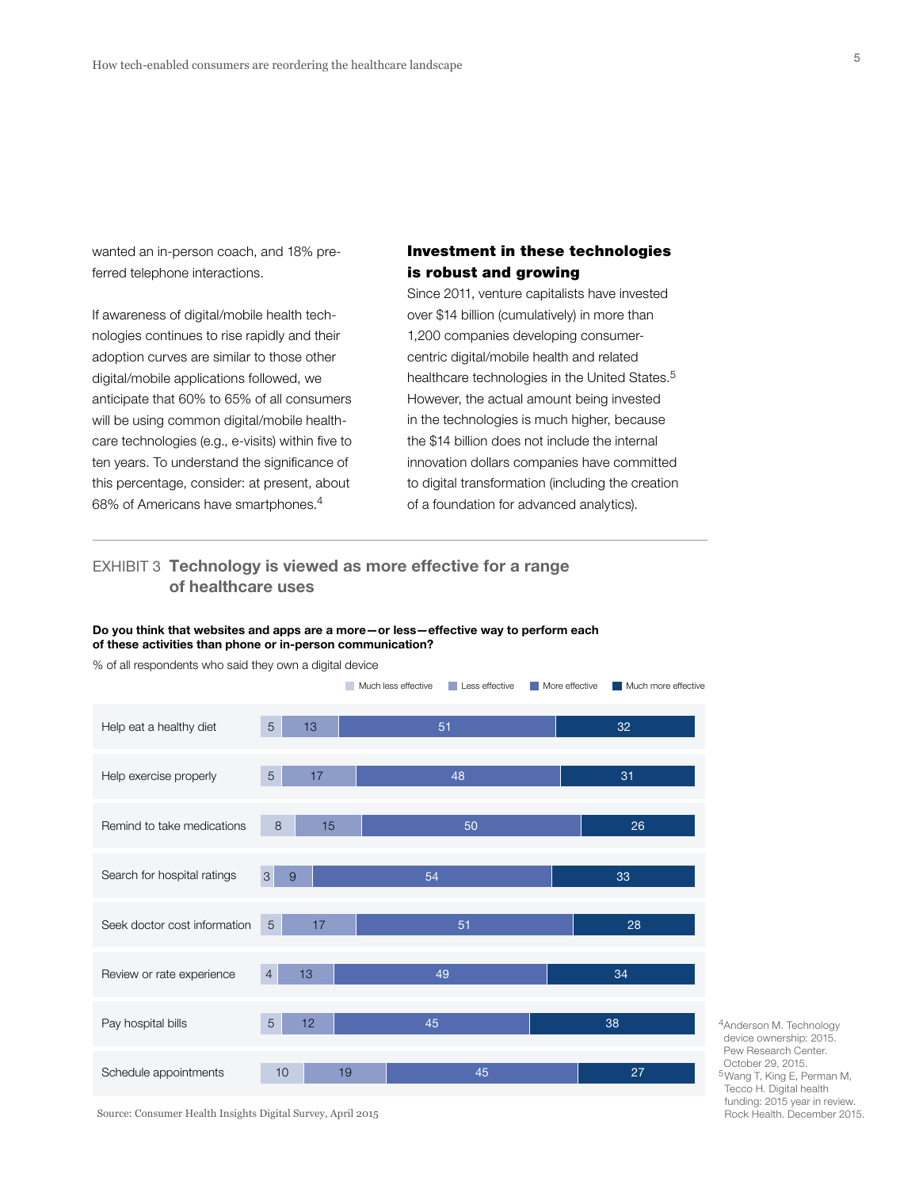wanted an in-person coach, and 18% preferred telephone interactions.

If awareness of digital/mobile health technologies continues to rise rapidly and their adoption curves are similar to those other digital/mobile applications followed, we anticipate that 60% to 65% of all consumers will be using common digital/mobile healthcare technologies (e.g., e-visits) within five to ten years. To understand the significance of this percentage, consider: at present, about 68% of Americans have smartphones.[4]

## Investment in these technologies is robust and growing

Since 2011, venture capitalists have invested over $14 billion (cumulatively) in more than 1,200 companies developing consumer-centric digital/mobile health and related healthcare technologies in the United States.[5] However, the actual amount being invested in the technologies is much higher, because the $14 billion does not include the internal innovation dollars companies have committed to digital transformation (including the creation of a foundation for advanced analytics).

---

EXHIBIT 3 **Technology is viewed as more effective for a range of healthcare uses**

**Do you think that websites and apps are a more—or less—effective way to perform each of these activities than phone or in-person communication?**

% of all respondents who said they own a digital device

| Activity | Much less effective | Less effective | More effective | Much more effective |
|---|---|---|---|---|
| Help eat a healthy diet | 5 | 13 | 51 | 32 |
| Help exercise properly | 5 | 17 | 48 | 31 |
| Remind to take medications | 8 | 15 | 50 | 26 |
| Search for hospital ratings | 3 | 9 | 54 | 33 |
| Seek doctor cost information | 5 | 17 | 51 | 28 |
| Review or rate experience | 4 | 13 | 49 | 34 |
| Pay hospital bills | 5 | 12 | 45 | 38 |
| Schedule appointments | 10 | 19 | 45 | 27 |

Source: Consumer Health Insights Digital Survey, April 2015

[4] Anderson M. Technology device ownership: 2015. Pew Research Center. October 29, 2015.

[5] Wang T, King E, Perman M, Tecco H. Digital health funding: 2015 year in review. Rock Health. December 2015.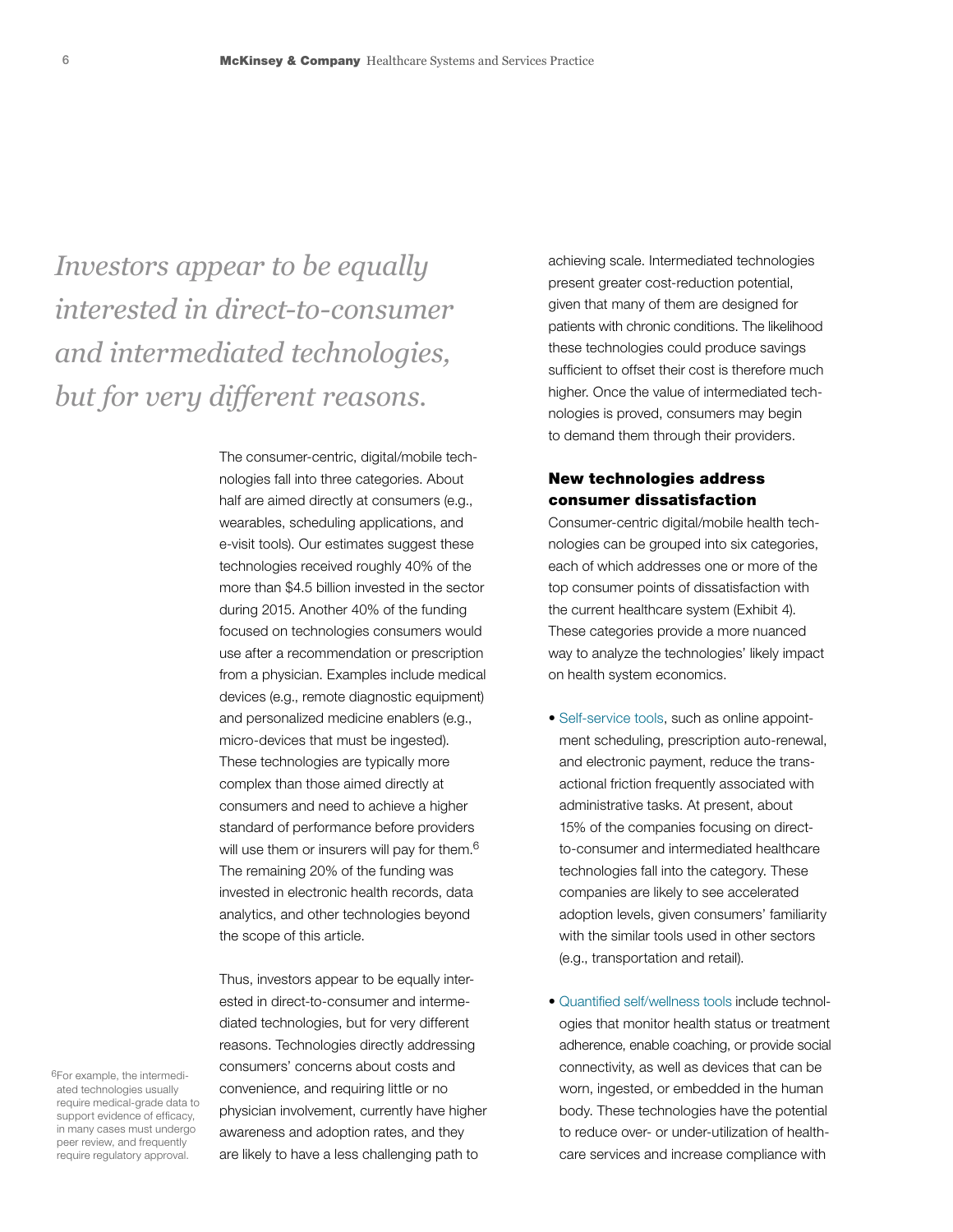*Investors appear to be equally interested in direct-to-consumer and intermediated technologies, but for very different reasons.*

The consumer-centric, digital/mobile technologies fall into three categories. About half are aimed directly at consumers (e.g., wearables, scheduling applications, and e-visit tools). Our estimates suggest these technologies received roughly 40% of the more than $4.5 billion invested in the sector during 2015. Another 40% of the funding focused on technologies consumers would use after a recommendation or prescription from a physician. Examples include medical devices (e.g., remote diagnostic equipment) and personalized medicine enablers (e.g., micro-devices that must be ingested). These technologies are typically more complex than those aimed directly at consumers and need to achieve a higher standard of performance before providers will use them or insurers will pay for them.[6] The remaining 20% of the funding was invested in electronic health records, data analytics, and other technologies beyond the scope of this article.

Thus, investors appear to be equally interested in direct-to-consumer and intermediated technologies, but for very different reasons. Technologies directly addressing consumers' concerns about costs and convenience, and requiring little or no physician involvement, currently have higher awareness and adoption rates, and they are likely to have a less challenging path to achieving scale. Intermediated technologies present greater cost-reduction potential, given that many of them are designed for patients with chronic conditions. The likelihood these technologies could produce savings sufficient to offset their cost is therefore much higher. Once the value of intermediated technologies is proved, consumers may begin to demand them through their providers.

## New technologies address consumer dissatisfaction

Consumer-centric digital/mobile health technologies can be grouped into six categories, each of which addresses one or more of the top consumer points of dissatisfaction with the current healthcare system (Exhibit 4). These categories provide a more nuanced way to analyze the technologies' likely impact on health system economics.

- Self-service tools, such as online appointment scheduling, prescription auto-renewal, and electronic payment, reduce the transactional friction frequently associated with administrative tasks. At present, about 15% of the companies focusing on direct-to-consumer and intermediated healthcare technologies fall into the category. These companies are likely to see accelerated adoption levels, given consumers' familiarity with the similar tools used in other sectors (e.g., transportation and retail).

- Quantified self/wellness tools include technologies that monitor health status or treatment adherence, enable coaching, or provide social connectivity, as well as devices that can be worn, ingested, or embedded in the human body. These technologies have the potential to reduce over- or under-utilization of healthcare services and increase compliance with

[6] For example, the intermediated technologies usually require medical-grade data to support evidence of efficacy, in many cases must undergo peer review, and frequently require regulatory approval.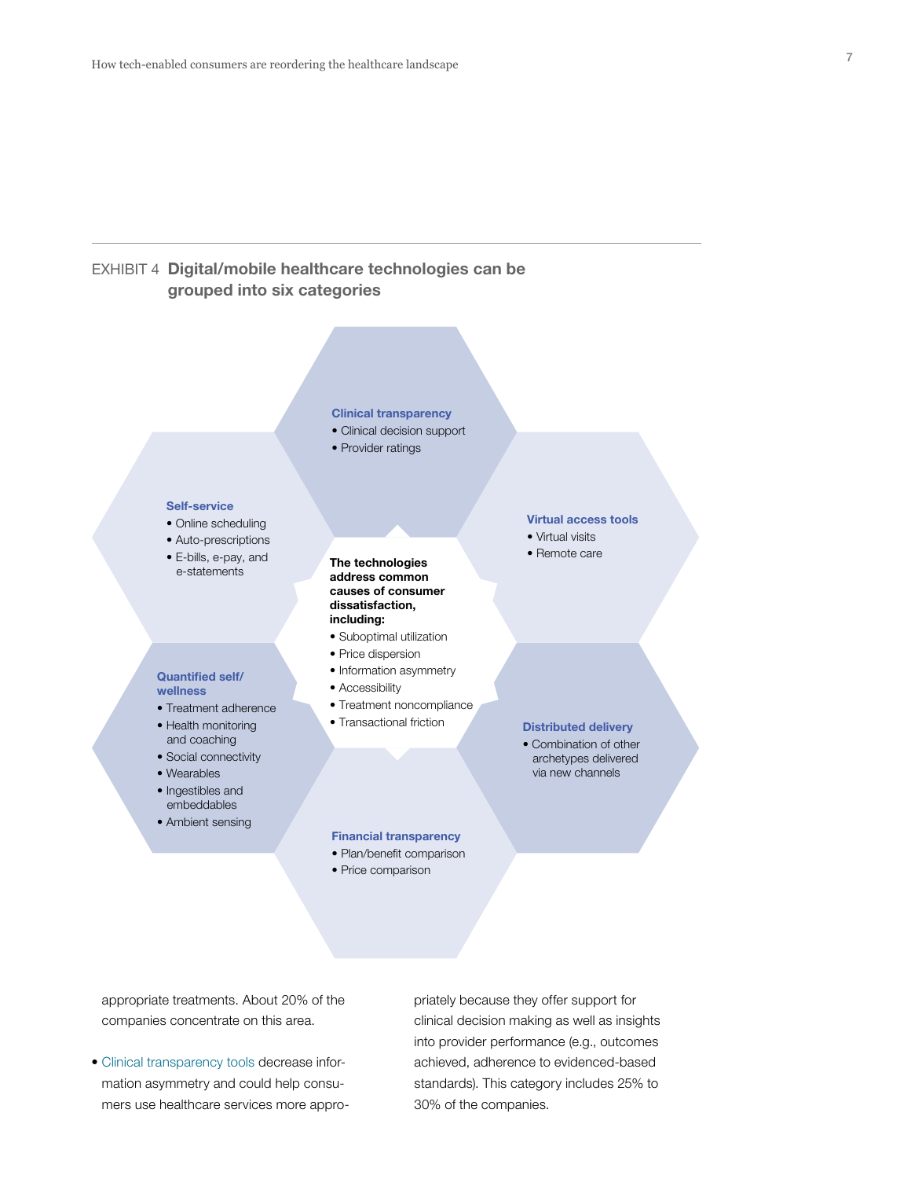EXHIBIT 4 **Digital/mobile healthcare technologies can be grouped into six categories**

**Clinical transparency**
- Clinical decision support
- Provider ratings

**Self-service**
- Online scheduling
- Auto-prescriptions
- E-bills, e-pay, and e-statements

**Virtual access tools**
- Virtual visits
- Remote care

**The technologies address common causes of consumer dissatisfaction, including:**
- Suboptimal utilization
- Price dispersion
- Information asymmetry
- Accessibility
- Treatment noncompliance
- Transactional friction

**Quantified self/ wellness**
- Treatment adherence
- Health monitoring and coaching
- Social connectivity
- Wearables
- Ingestibles and embeddables
- Ambient sensing

**Distributed delivery**
- Combination of other archetypes delivered via new channels

**Financial transparency**
- Plan/benefit comparison
- Price comparison

appropriate treatments. About 20% of the companies concentrate on this area.

- Clinical transparency tools decrease information asymmetry and could help consumers use healthcare services more appropriately because they offer support for clinical decision making as well as insights into provider performance (e.g., outcomes achieved, adherence to evidenced-based standards). This category includes 25% to 30% of the companies.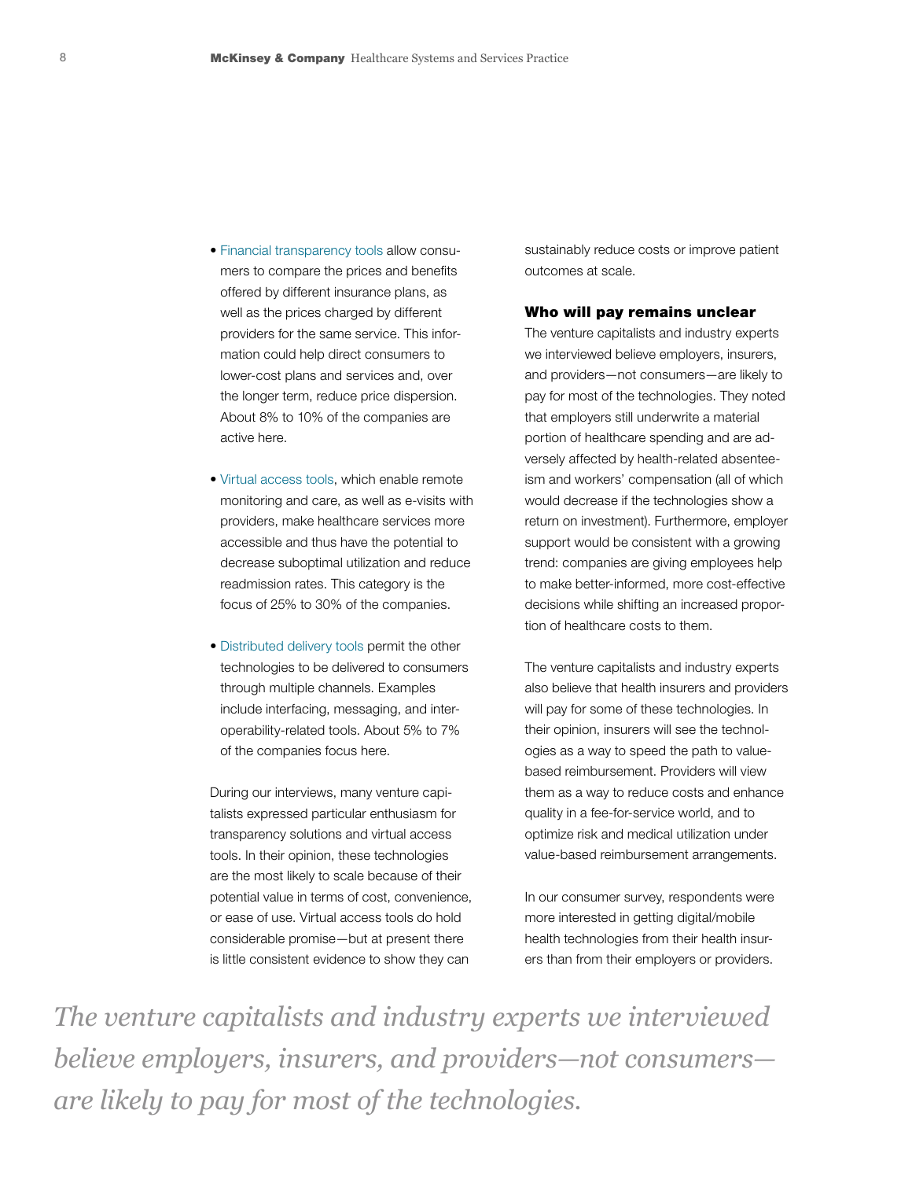- Financial transparency tools allow consumers to compare the prices and benefits offered by different insurance plans, as well as the prices charged by different providers for the same service. This information could help direct consumers to lower-cost plans and services and, over the longer term, reduce price dispersion. About 8% to 10% of the companies are active here.

- Virtual access tools, which enable remote monitoring and care, as well as e-visits with providers, make healthcare services more accessible and thus have the potential to decrease suboptimal utilization and reduce readmission rates. This category is the focus of 25% to 30% of the companies.

- Distributed delivery tools permit the other technologies to be delivered to consumers through multiple channels. Examples include interfacing, messaging, and interoperability-related tools. About 5% to 7% of the companies focus here.

During our interviews, many venture capitalists expressed particular enthusiasm for transparency solutions and virtual access tools. In their opinion, these technologies are the most likely to scale because of their potential value in terms of cost, convenience, or ease of use. Virtual access tools do hold considerable promise—but at present there is little consistent evidence to show they can sustainably reduce costs or improve patient outcomes at scale.

## Who will pay remains unclear

The venture capitalists and industry experts we interviewed believe employers, insurers, and providers—not consumers—are likely to pay for most of the technologies. They noted that employers still underwrite a material portion of healthcare spending and are adversely affected by health-related absenteeism and workers' compensation (all of which would decrease if the technologies show a return on investment). Furthermore, employer support would be consistent with a growing trend: companies are giving employees help to make better-informed, more cost-effective decisions while shifting an increased proportion of healthcare costs to them.

The venture capitalists and industry experts also believe that health insurers and providers will pay for some of these technologies. In their opinion, insurers will see the technologies as a way to speed the path to value-based reimbursement. Providers will view them as a way to reduce costs and enhance quality in a fee-for-service world, and to optimize risk and medical utilization under value-based reimbursement arrangements.

In our consumer survey, respondents were more interested in getting digital/mobile health technologies from their health insurers than from their employers or providers.

*The venture capitalists and industry experts we interviewed believe employers, insurers, and providers—not consumers—are likely to pay for most of the technologies.*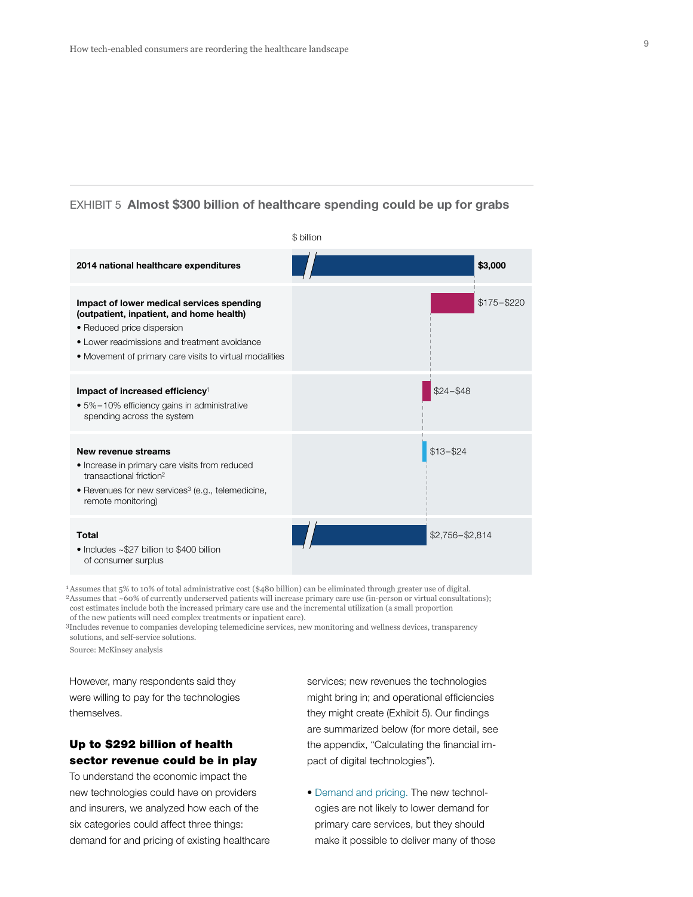EXHIBIT 5 **Almost $300 billion of healthcare spending could be up for grabs**

$ billion

| Category | $ billion |
|---|---|
| **2014 national healthcare expenditures** | **$3,000** |
| **Impact of lower medical services spending (outpatient, inpatient, and home health)**<br>• Reduced price dispersion<br>• Lower readmissions and treatment avoidance<br>• Movement of primary care visits to virtual modalities | $175–$220 |
| **Impact of increased efficiency**[1]<br>• 5%–10% efficiency gains in administrative spending across the system | $24–$48 |
| **New revenue streams**<br>• Increase in primary care visits from reduced transactional friction[2]<br>• Revenues for new services[3] (e.g., telemedicine, remote monitoring) | $13–$24 |
| **Total**<br>• Includes ~$27 billion to $400 billion of consumer surplus | $2,756–$2,814 |

[1] Assumes that 5% to 10% of total administrative cost ($480 billion) can be eliminated through greater use of digital.
[2] Assumes that ~60% of currently underserved patients will increase primary care use (in-person or virtual consultations); cost estimates include both the increased primary care use and the incremental utilization (a small proportion of the new patients will need complex treatments or inpatient care).
[3] Includes revenue to companies developing telemedicine services, new monitoring and wellness devices, transparency solutions, and self-service solutions.

Source: McKinsey analysis

However, many respondents said they were willing to pay for the technologies themselves.

## Up to $292 billion of health sector revenue could be in play

To understand the economic impact the new technologies could have on providers and insurers, we analyzed how each of the six categories could affect three things: demand for and pricing of existing healthcare services; new revenues the technologies might bring in; and operational efficiencies they might create (Exhibit 5). Our findings are summarized below (for more detail, see the appendix, "Calculating the financial impact of digital technologies").

- Demand and pricing. The new technologies are not likely to lower demand for primary care services, but they should make it possible to deliver many of those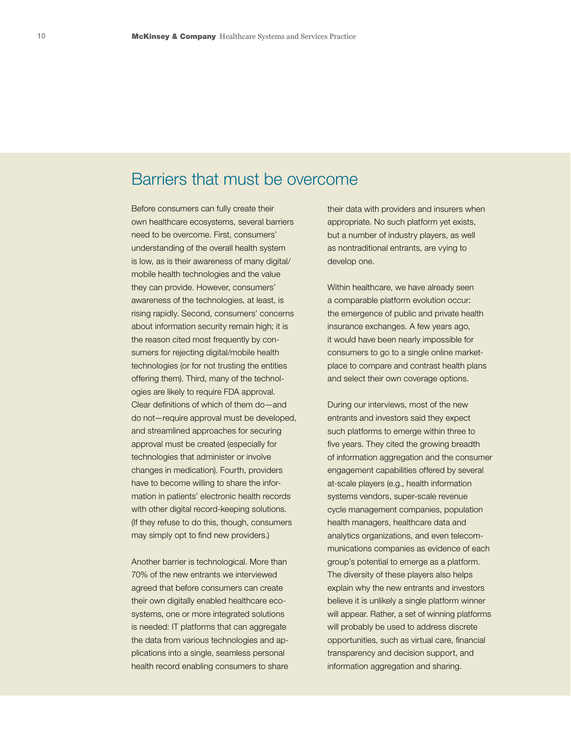## Barriers that must be overcome

Before consumers can fully create their own healthcare ecosystems, several barriers need to be overcome. First, consumers' understanding of the overall health system is low, as is their awareness of many digital/mobile health technologies and the value they can provide. However, consumers' awareness of the technologies, at least, is rising rapidly. Second, consumers' concerns about information security remain high; it is the reason cited most frequently by consumers for rejecting digital/mobile health technologies (or for not trusting the entities offering them). Third, many of the technologies are likely to require FDA approval. Clear definitions of which of them do—and do not—require approval must be developed, and streamlined approaches for securing approval must be created (especially for technologies that administer or involve changes in medication). Fourth, providers have to become willing to share the information in patients' electronic health records with other digital record-keeping solutions. (If they refuse to do this, though, consumers may simply opt to find new providers.)

Another barrier is technological. More than 70% of the new entrants we interviewed agreed that before consumers can create their own digitally enabled healthcare ecosystems, one or more integrated solutions is needed: IT platforms that can aggregate the data from various technologies and applications into a single, seamless personal health record enabling consumers to share their data with providers and insurers when appropriate. No such platform yet exists, but a number of industry players, as well as nontraditional entrants, are vying to develop one.

Within healthcare, we have already seen a comparable platform evolution occur: the emergence of public and private health insurance exchanges. A few years ago, it would have been nearly impossible for consumers to go to a single online marketplace to compare and contrast health plans and select their own coverage options.

During our interviews, most of the new entrants and investors said they expect such platforms to emerge within three to five years. They cited the growing breadth of information aggregation and the consumer engagement capabilities offered by several at-scale players (e.g., health information systems vendors, super-scale revenue cycle management companies, population health managers, healthcare data and analytics organizations, and even telecommunications companies as evidence of each group's potential to emerge as a platform. The diversity of these players also helps explain why the new entrants and investors believe it is unlikely a single platform winner will appear. Rather, a set of winning platforms will probably be used to address discrete opportunities, such as virtual care, financial transparency and decision support, and information aggregation and sharing.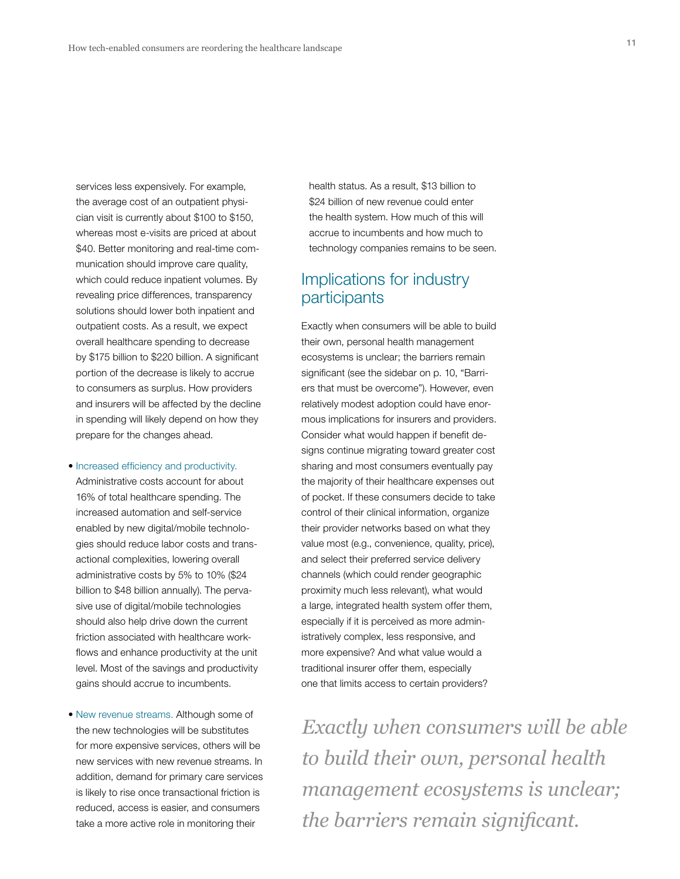services less expensively. For example, the average cost of an outpatient physician visit is currently about $100 to $150, whereas most e-visits are priced at about $40. Better monitoring and real-time communication should improve care quality, which could reduce inpatient volumes. By revealing price differences, transparency solutions should lower both inpatient and outpatient costs. As a result, we expect overall healthcare spending to decrease by $175 billion to $220 billion. A significant portion of the decrease is likely to accrue to consumers as surplus. How providers and insurers will be affected by the decline in spending will likely depend on how they prepare for the changes ahead.

- Increased efficiency and productivity. Administrative costs account for about 16% of total healthcare spending. The increased automation and self-service enabled by new digital/mobile technologies should reduce labor costs and transactional complexities, lowering overall administrative costs by 5% to 10% ($24 billion to $48 billion annually). The pervasive use of digital/mobile technologies should also help drive down the current friction associated with healthcare workflows and enhance productivity at the unit level. Most of the savings and productivity gains should accrue to incumbents.

- New revenue streams. Although some of the new technologies will be substitutes for more expensive services, others will be new services with new revenue streams. In addition, demand for primary care services is likely to rise once transactional friction is reduced, access is easier, and consumers take a more active role in monitoring their health status. As a result, $13 billion to $24 billion of new revenue could enter the health system. How much of this will accrue to incumbents and how much to technology companies remains to be seen.

## Implications for industry participants

Exactly when consumers will be able to build their own, personal health management ecosystems is unclear; the barriers remain significant (see the sidebar on p. 10, "Barriers that must be overcome"). However, even relatively modest adoption could have enormous implications for insurers and providers. Consider what would happen if benefit designs continue migrating toward greater cost sharing and most consumers eventually pay the majority of their healthcare expenses out of pocket. If these consumers decide to take control of their clinical information, organize their provider networks based on what they value most (e.g., convenience, quality, price), and select their preferred service delivery channels (which could render geographic proximity much less relevant), what would a large, integrated health system offer them, especially if it is perceived as more administratively complex, less responsive, and more expensive? And what value would a traditional insurer offer them, especially one that limits access to certain providers?

*Exactly when consumers will be able to build their own, personal health management ecosystems is unclear; the barriers remain significant.*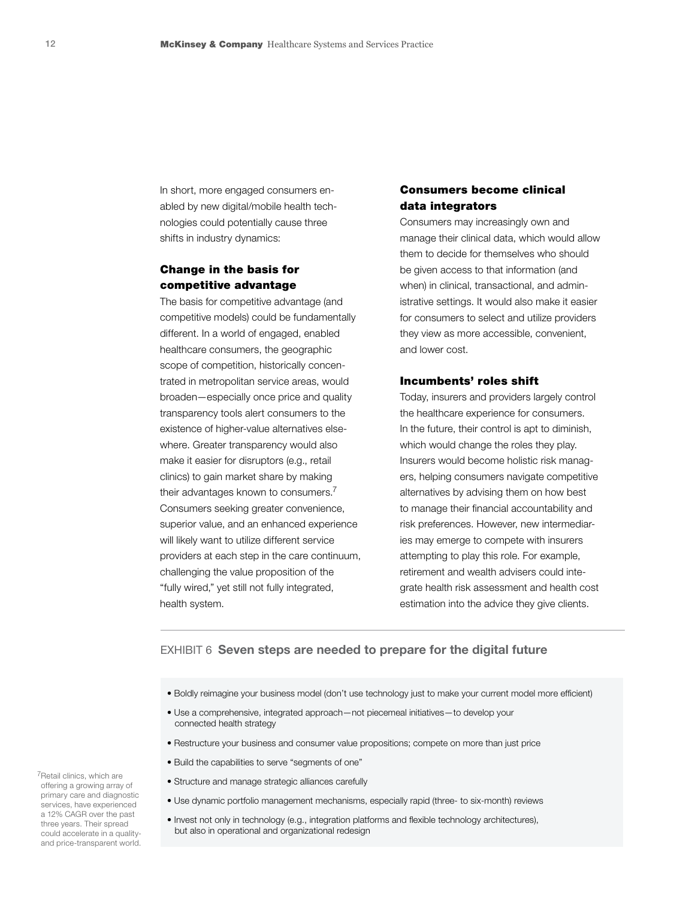In short, more engaged consumers enabled by new digital/mobile health technologies could potentially cause three shifts in industry dynamics:

### Change in the basis for competitive advantage

The basis for competitive advantage (and competitive models) could be fundamentally different. In a world of engaged, enabled healthcare consumers, the geographic scope of competition, historically concentrated in metropolitan service areas, would broaden—especially once price and quality transparency tools alert consumers to the existence of higher-value alternatives elsewhere. Greater transparency would also make it easier for disruptors (e.g., retail clinics) to gain market share by making their advantages known to consumers.[7] Consumers seeking greater convenience, superior value, and an enhanced experience will likely want to utilize different service providers at each step in the care continuum, challenging the value proposition of the "fully wired," yet still not fully integrated, health system.

### Consumers become clinical data integrators

Consumers may increasingly own and manage their clinical data, which would allow them to decide for themselves who should be given access to that information (and when) in clinical, transactional, and administrative settings. It would also make it easier for consumers to select and utilize providers they view as more accessible, convenient, and lower cost.

### Incumbents' roles shift

Today, insurers and providers largely control the healthcare experience for consumers. In the future, their control is apt to diminish, which would change the roles they play. Insurers would become holistic risk managers, helping consumers navigate competitive alternatives by advising them on how best to manage their financial accountability and risk preferences. However, new intermediaries may emerge to compete with insurers attempting to play this role. For example, retirement and wealth advisers could integrate health risk assessment and health cost estimation into the advice they give clients.

EXHIBIT 6 **Seven steps are needed to prepare for the digital future**

- Boldly reimagine your business model (don't use technology just to make your current model more efficient)
- Use a comprehensive, integrated approach—not piecemeal initiatives—to develop your connected health strategy
- Restructure your business and consumer value propositions; compete on more than just price
- Build the capabilities to serve "segments of one"
- Structure and manage strategic alliances carefully
- Use dynamic portfolio management mechanisms, especially rapid (three- to six-month) reviews
- Invest not only in technology (e.g., integration platforms and flexible technology architectures), but also in operational and organizational redesign

[7] Retail clinics, which are offering a growing array of primary care and diagnostic services, have experienced a 12% CAGR over the past three years. Their spread could accelerate in a quality- and price-transparent world.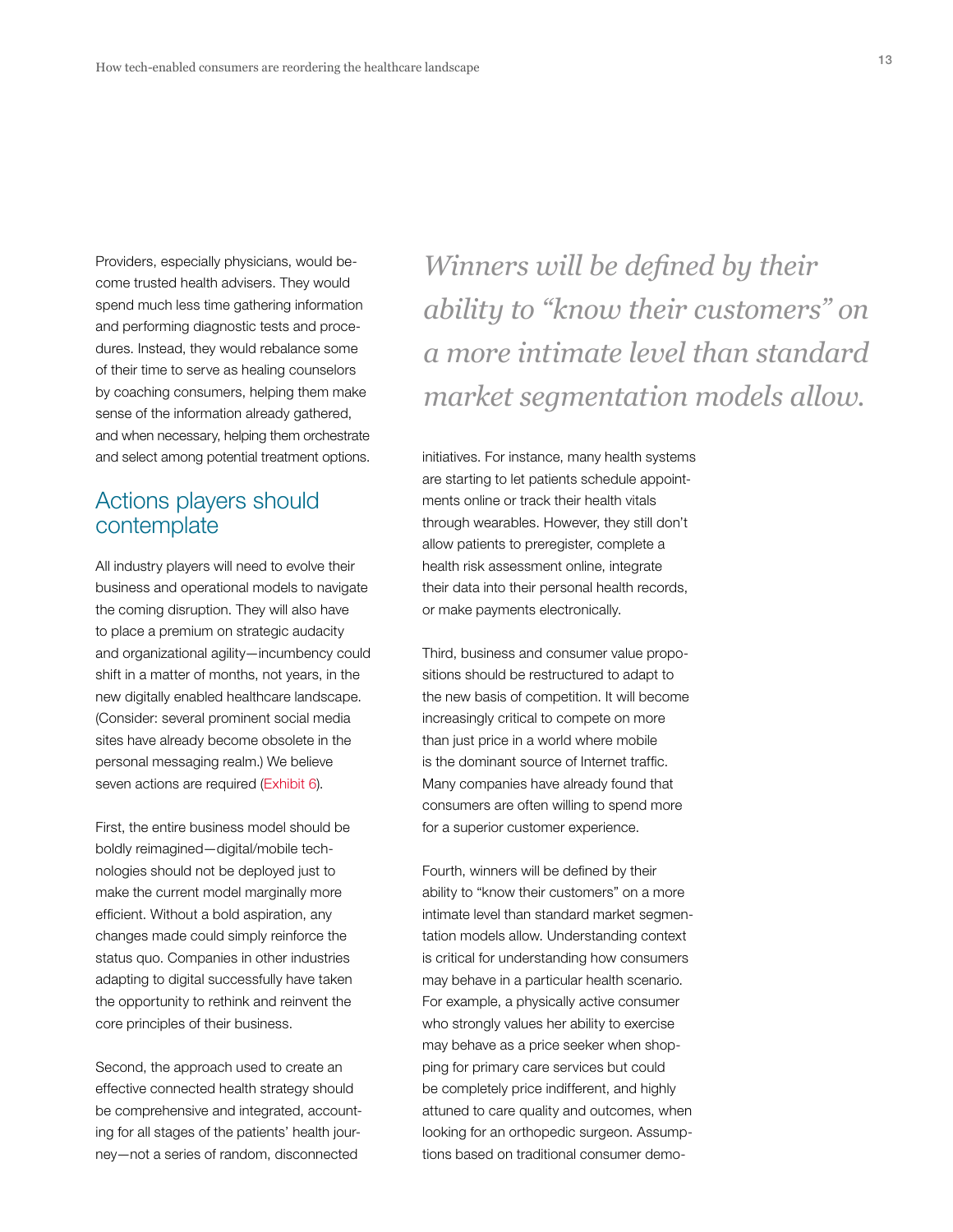Providers, especially physicians, would become trusted health advisers. They would spend much less time gathering information and performing diagnostic tests and procedures. Instead, they would rebalance some of their time to serve as healing counselors by coaching consumers, helping them make sense of the information already gathered, and when necessary, helping them orchestrate and select among potential treatment options.

## Actions players should contemplate

All industry players will need to evolve their business and operational models to navigate the coming disruption. They will also have to place a premium on strategic audacity and organizational agility—incumbency could shift in a matter of months, not years, in the new digitally enabled healthcare landscape. (Consider: several prominent social media sites have already become obsolete in the personal messaging realm.) We believe seven actions are required (Exhibit 6).

First, the entire business model should be boldly reimagined—digital/mobile technologies should not be deployed just to make the current model marginally more efficient. Without a bold aspiration, any changes made could simply reinforce the status quo. Companies in other industries adapting to digital successfully have taken the opportunity to rethink and reinvent the core principles of their business.

Second, the approach used to create an effective connected health strategy should be comprehensive and integrated, accounting for all stages of the patients' health journey—not a series of random, disconnected initiatives. For instance, many health systems are starting to let patients schedule appointments online or track their health vitals through wearables. However, they still don't allow patients to preregister, complete a health risk assessment online, integrate their data into their personal health records, or make payments electronically.

*Winners will be defined by their ability to "know their customers" on a more intimate level than standard market segmentation models allow.*

Third, business and consumer value propositions should be restructured to adapt to the new basis of competition. It will become increasingly critical to compete on more than just price in a world where mobile is the dominant source of Internet traffic. Many companies have already found that consumers are often willing to spend more for a superior customer experience.

Fourth, winners will be defined by their ability to "know their customers" on a more intimate level than standard market segmentation models allow. Understanding context is critical for understanding how consumers may behave in a particular health scenario. For example, a physically active consumer who strongly values her ability to exercise may behave as a price seeker when shopping for primary care services but could be completely price indifferent, and highly attuned to care quality and outcomes, when looking for an orthopedic surgeon. Assumptions based on traditional consumer demo-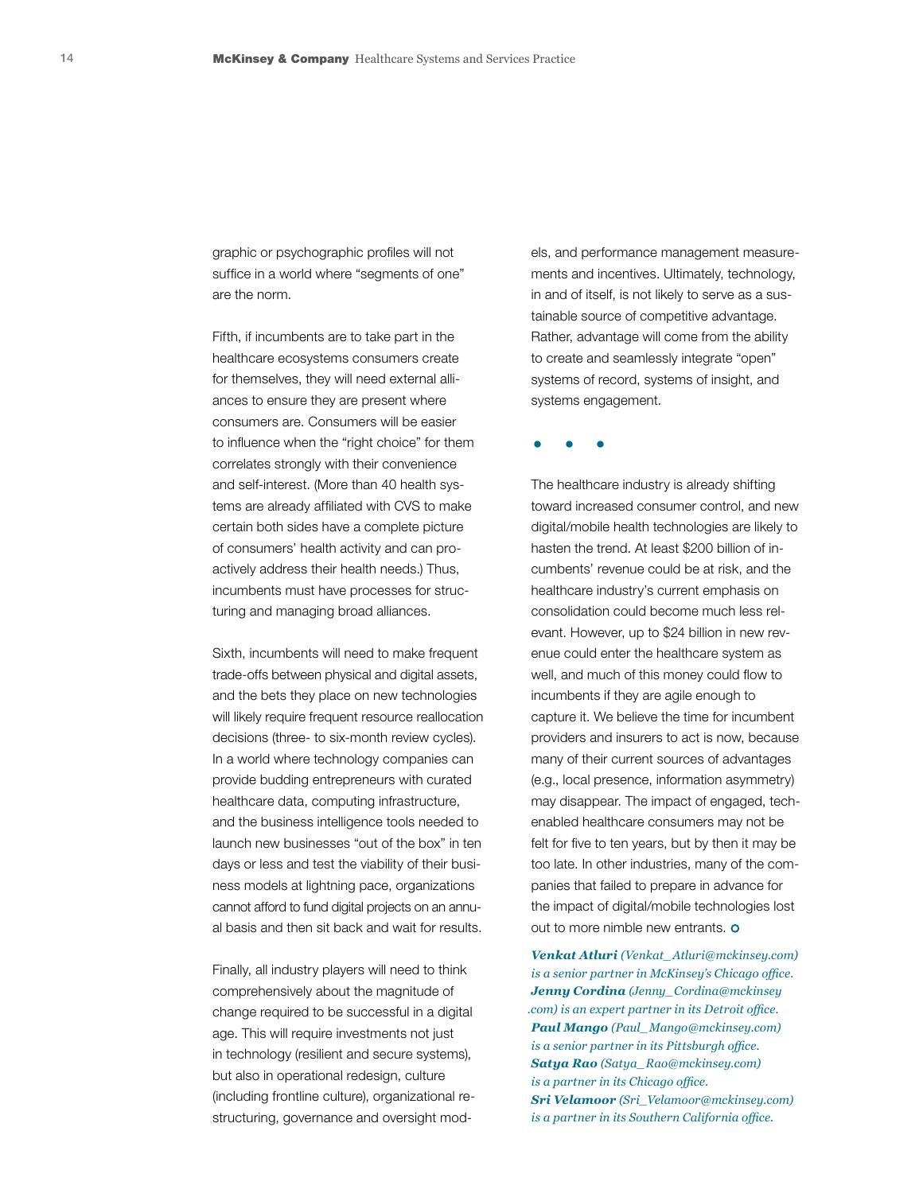graphic or psychographic profiles will not suffice in a world where "segments of one" are the norm.

Fifth, if incumbents are to take part in the healthcare ecosystems consumers create for themselves, they will need external alliances to ensure they are present where consumers are. Consumers will be easier to influence when the "right choice" for them correlates strongly with their convenience and self-interest. (More than 40 health systems are already affiliated with CVS to make certain both sides have a complete picture of consumers' health activity and can proactively address their health needs.) Thus, incumbents must have processes for structuring and managing broad alliances.

Sixth, incumbents will need to make frequent trade-offs between physical and digital assets, and the bets they place on new technologies will likely require frequent resource reallocation decisions (three- to six-month review cycles). In a world where technology companies can provide budding entrepreneurs with curated healthcare data, computing infrastructure, and the business intelligence tools needed to launch new businesses "out of the box" in ten days or less and test the viability of their business models at lightning pace, organizations cannot afford to fund digital projects on an annual basis and then sit back and wait for results.

Finally, all industry players will need to think comprehensively about the magnitude of change required to be successful in a digital age. This will require investments not just in technology (resilient and secure systems), but also in operational redesign, culture (including frontline culture), organizational restructuring, governance and oversight models, and performance management measurements and incentives. Ultimately, technology, in and of itself, is not likely to serve as a sustainable source of competitive advantage. Rather, advantage will come from the ability to create and seamlessly integrate "open" systems of record, systems of insight, and systems engagement.

• • •

The healthcare industry is already shifting toward increased consumer control, and new digital/mobile health technologies are likely to hasten the trend. At least $200 billion of incumbents' revenue could be at risk, and the healthcare industry's current emphasis on consolidation could become much less relevant. However, up to $24 billion in new revenue could enter the healthcare system as well, and much of this money could flow to incumbents if they are agile enough to capture it. We believe the time for incumbent providers and insurers to act is now, because many of their current sources of advantages (e.g., local presence, information asymmetry) may disappear. The impact of engaged, tech-enabled healthcare consumers may not be felt for five to ten years, but by then it may be too late. In other industries, many of the companies that failed to prepare in advance for the impact of digital/mobile technologies lost out to more nimble new entrants.

***Venkat Atluri** (Venkat_Atluri@mckinsey.com) is a senior partner in McKinsey's Chicago office.*
***Jenny Cordina** (Jenny_Cordina@mckinsey.com) is an expert partner in its Detroit office.*
***Paul Mango** (Paul_Mango@mckinsey.com) is a senior partner in its Pittsburgh office.*
***Satya Rao** (Satya_Rao@mckinsey.com) is a partner in its Chicago office.*
***Sri Velamoor** (Sri_Velamoor@mckinsey.com) is a partner in its Southern California office.*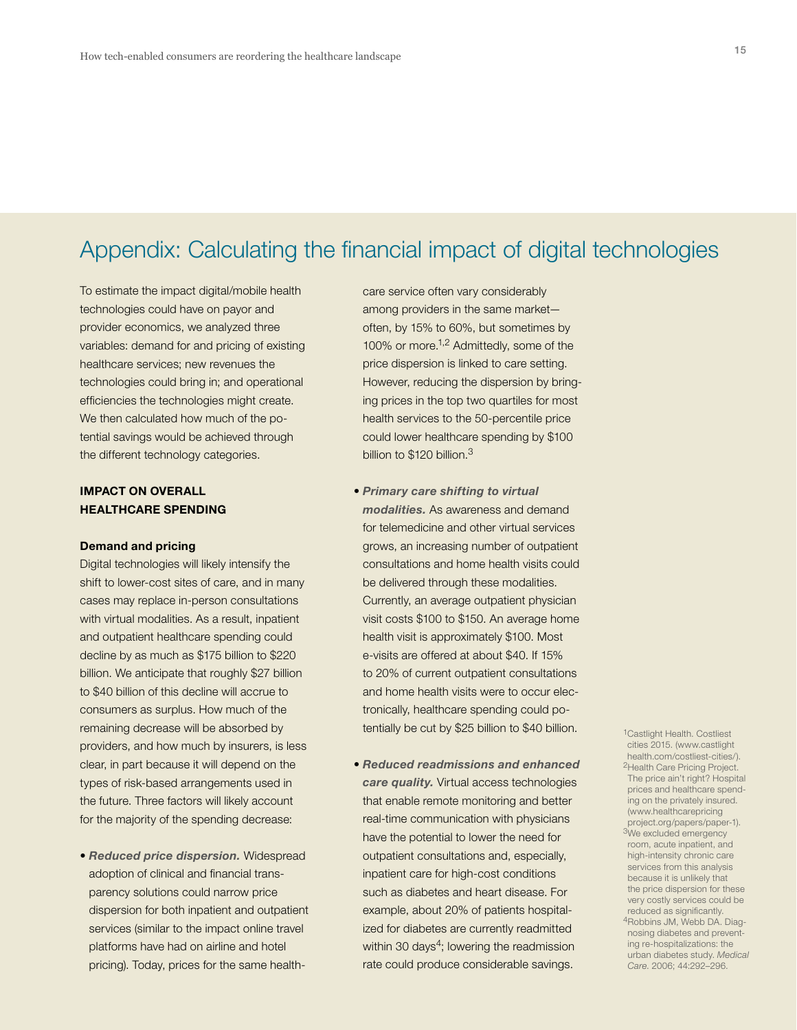# Appendix: Calculating the financial impact of digital technologies

To estimate the impact digital/mobile health technologies could have on payor and provider economics, we analyzed three variables: demand for and pricing of existing healthcare services; new revenues the technologies could bring in; and operational efficiencies the technologies might create. We then calculated how much of the potential savings would be achieved through the different technology categories.

## IMPACT ON OVERALL HEALTHCARE SPENDING

### Demand and pricing

Digital technologies will likely intensify the shift to lower-cost sites of care, and in many cases may replace in-person consultations with virtual modalities. As a result, inpatient and outpatient healthcare spending could decline by as much as \$175 billion to \$220 billion. We anticipate that roughly \$27 billion to \$40 billion of this decline will accrue to consumers as surplus. How much of the remaining decrease will be absorbed by providers, and how much by insurers, is less clear, in part because it will depend on the types of risk-based arrangements used in the future. Three factors will likely account for the majority of the spending decrease:

- ***Reduced price dispersion.*** Widespread adoption of clinical and financial transparency solutions could narrow price dispersion for both inpatient and outpatient services (similar to the impact online travel platforms have had on airline and hotel pricing). Today, prices for the same healthcare service often vary considerably among providers in the same market—often, by 15% to 60%, but sometimes by 100% or more.[1,2] Admittedly, some of the price dispersion is linked to care setting. However, reducing the dispersion by bringing prices in the top two quartiles for most health services to the 50-percentile price could lower healthcare spending by \$100 billion to \$120 billion.[3]

- ***Primary care shifting to virtual modalities.*** As awareness and demand for telemedicine and other virtual services grows, an increasing number of outpatient consultations and home health visits could be delivered through these modalities. Currently, an average outpatient physician visit costs \$100 to \$150. An average home health visit is approximately \$100. Most e-visits are offered at about \$40. If 15% to 20% of current outpatient consultations and home health visits were to occur electronically, healthcare spending could potentially be cut by \$25 billion to \$40 billion.

- ***Reduced readmissions and enhanced care quality.*** Virtual access technologies that enable remote monitoring and better real-time communication with physicians have the potential to lower the need for outpatient consultations and, especially, inpatient care for high-cost conditions such as diabetes and heart disease. For example, about 20% of patients hospitalized for diabetes are currently readmitted within 30 days[4]; lowering the readmission rate could produce considerable savings.

[1] Castlight Health. Costliest cities 2015. (www.castlighthealth.com/costliest-cities/).

[2] Health Care Pricing Project. The price ain't right? Hospital prices and healthcare spending on the privately insured. (www.healthcarepricingproject.org/papers/paper-1).

[3] We excluded emergency room, acute inpatient, and high-intensity chronic care services from this analysis because it is unlikely that the price dispersion for these very costly services could be reduced as significantly.

[4] Robbins JM, Webb DA. Diagnosing diabetes and preventing re-hospitalizations: the urban diabetes study. *Medical Care*. 2006; 44:292–296.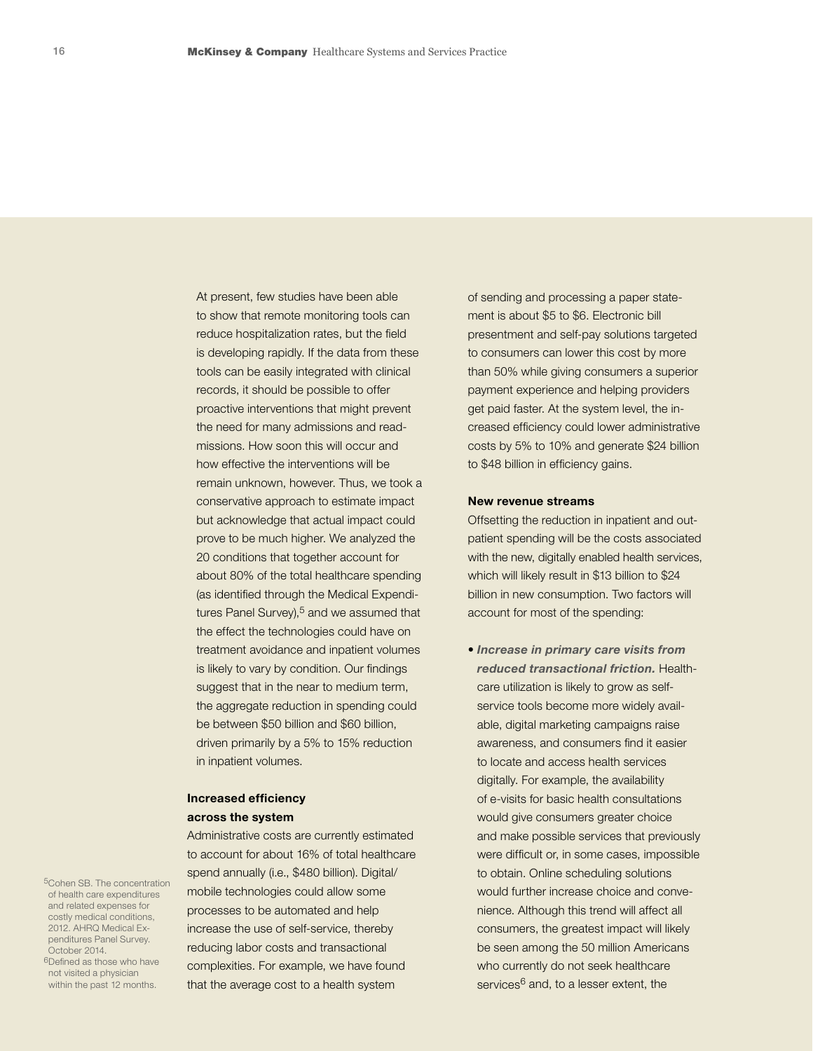At present, few studies have been able to show that remote monitoring tools can reduce hospitalization rates, but the field is developing rapidly. If the data from these tools can be easily integrated with clinical records, it should be possible to offer proactive interventions that might prevent the need for many admissions and readmissions. How soon this will occur and how effective the interventions will be remain unknown, however. Thus, we took a conservative approach to estimate impact but acknowledge that actual impact could prove to be much higher. We analyzed the 20 conditions that together account for about 80% of the total healthcare spending (as identified through the Medical Expenditures Panel Survey),[5] and we assumed that the effect the technologies could have on treatment avoidance and inpatient volumes is likely to vary by condition. Our findings suggest that in the near to medium term, the aggregate reduction in spending could be between $50 billion and $60 billion, driven primarily by a 5% to 15% reduction in inpatient volumes.

**Increased efficiency across the system**

Administrative costs are currently estimated to account for about 16% of total healthcare spend annually (i.e., $480 billion). Digital/mobile technologies could allow some processes to be automated and help increase the use of self-service, thereby reducing labor costs and transactional complexities. For example, we have found that the average cost to a health system of sending and processing a paper statement is about $5 to $6. Electronic bill presentment and self-pay solutions targeted to consumers can lower this cost by more than 50% while giving consumers a superior payment experience and helping providers get paid faster. At the system level, the increased efficiency could lower administrative costs by 5% to 10% and generate $24 billion to $48 billion in efficiency gains.

**New revenue streams**

Offsetting the reduction in inpatient and outpatient spending will be the costs associated with the new, digitally enabled health services, which will likely result in $13 billion to $24 billion in new consumption. Two factors will account for most of the spending:

- ***Increase in primary care visits from reduced transactional friction.*** Healthcare utilization is likely to grow as self-service tools become more widely available, digital marketing campaigns raise awareness, and consumers find it easier to locate and access health services digitally. For example, the availability of e-visits for basic health consultations would give consumers greater choice and make possible services that previously were difficult or, in some cases, impossible to obtain. Online scheduling solutions would further increase choice and convenience. Although this trend will affect all consumers, the greatest impact will likely be seen among the 50 million Americans who currently do not seek healthcare services[6] and, to a lesser extent, the

[5] Cohen SB. The concentration of health care expenditures and related expenses for costly medical conditions, 2012. AHRQ Medical Expenditures Panel Survey. October 2014.

[6] Defined as those who have not visited a physician within the past 12 months.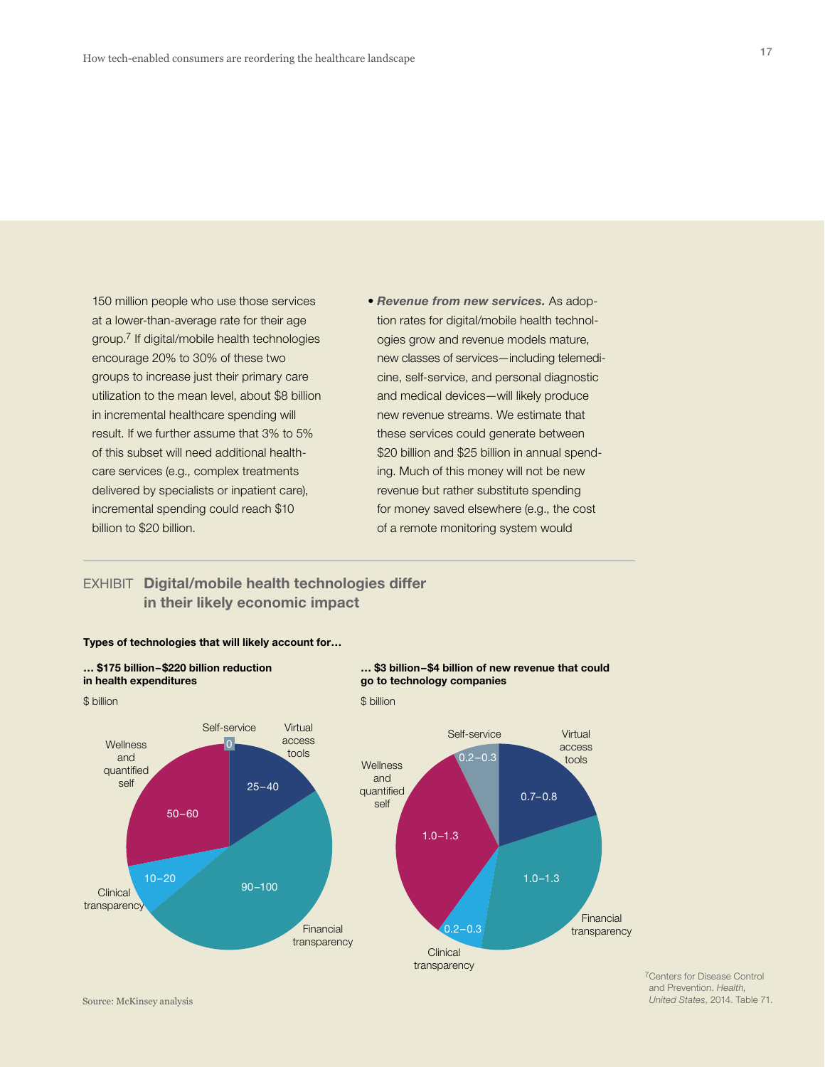150 million people who use those services at a lower-than-average rate for their age group.[7] If digital/mobile health technologies encourage 20% to 30% of these two groups to increase just their primary care utilization to the mean level, about $8 billion in incremental healthcare spending will result. If we further assume that 3% to 5% of this subset will need additional healthcare services (e.g., complex treatments delivered by specialists or inpatient care), incremental spending could reach $10 billion to $20 billion.

- ***Revenue from new services.*** As adoption rates for digital/mobile health technologies grow and revenue models mature, new classes of services—including telemedicine, self-service, and personal diagnostic and medical devices—will likely produce new revenue streams. We estimate that these services could generate between $20 billion and $25 billion in annual spending. Much of this money will not be new revenue but rather substitute spending for money saved elsewhere (e.g., the cost of a remote monitoring system would

EXHIBIT **Digital/mobile health technologies differ in their likely economic impact**

**Types of technologies that will likely account for…**

**… $175 billion–$220 billion reduction in health expenditures**

$ billion

| Technology | $ billion |
|---|---|
| Self-service | 0 |
| Virtual access tools | 25–40 |
| Financial transparency | 90–100 |
| Clinical transparency | 10–20 |
| Wellness and quantified self | 50–60 |

**… $3 billion–$4 billion of new revenue that could go to technology companies**

$ billion

| Technology | $ billion |
|---|---|
| Self-service | 0.2–0.3 |
| Virtual access tools | 0.7–0.8 |
| Financial transparency | 1.0–1.3 |
| Clinical transparency | 0.2–0.3 |
| Wellness and quantified self | 1.0–1.3 |

Source: McKinsey analysis

[7] Centers for Disease Control and Prevention. *Health, United States*, 2014. Table 71.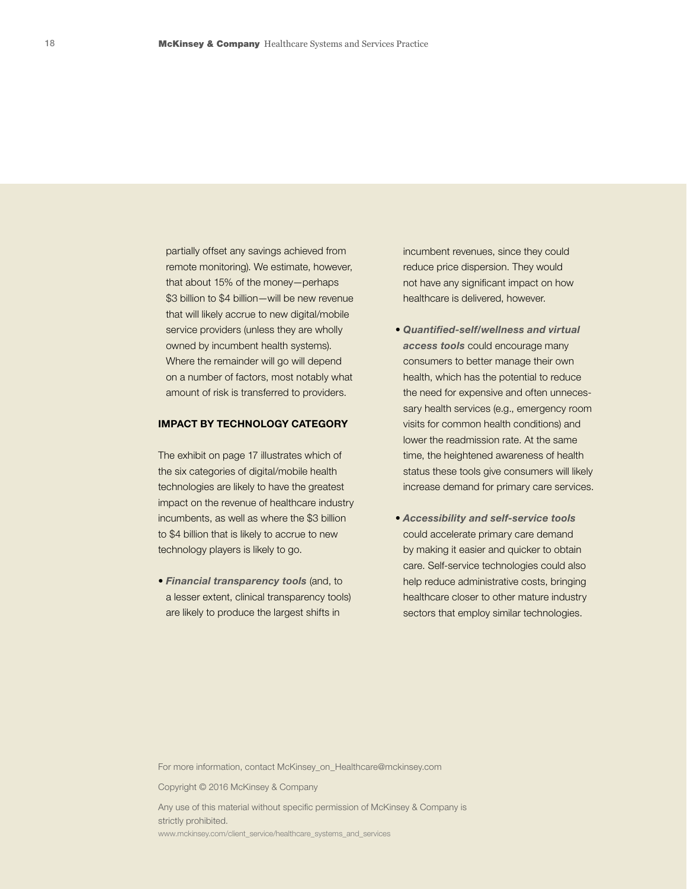partially offset any savings achieved from remote monitoring). We estimate, however, that about 15% of the money—perhaps $3 billion to $4 billion—will be new revenue that will likely accrue to new digital/mobile service providers (unless they are wholly owned by incumbent health systems). Where the remainder will go will depend on a number of factors, most notably what amount of risk is transferred to providers.

### IMPACT BY TECHNOLOGY CATEGORY

The exhibit on page 17 illustrates which of the six categories of digital/mobile health technologies are likely to have the greatest impact on the revenue of healthcare industry incumbents, as well as where the $3 billion to $4 billion that is likely to accrue to new technology players is likely to go.

- ***Financial transparency tools*** (and, to a lesser extent, clinical transparency tools) are likely to produce the largest shifts in incumbent revenues, since they could reduce price dispersion. They would not have any significant impact on how healthcare is delivered, however.
- ***Quantified-self/wellness and virtual access tools*** could encourage many consumers to better manage their own health, which has the potential to reduce the need for expensive and often unnecessary health services (e.g., emergency room visits for common health conditions) and lower the readmission rate. At the same time, the heightened awareness of health status these tools give consumers will likely increase demand for primary care services.
- ***Accessibility and self-service tools*** could accelerate primary care demand by making it easier and quicker to obtain care. Self-service technologies could also help reduce administrative costs, bringing healthcare closer to other mature industry sectors that employ similar technologies.

For more information, contact McKinsey_on_Healthcare@mckinsey.com

Copyright © 2016 McKinsey & Company

Any use of this material without specific permission of McKinsey & Company is strictly prohibited.

www.mckinsey.com/client_service/healthcare_systems_and_services